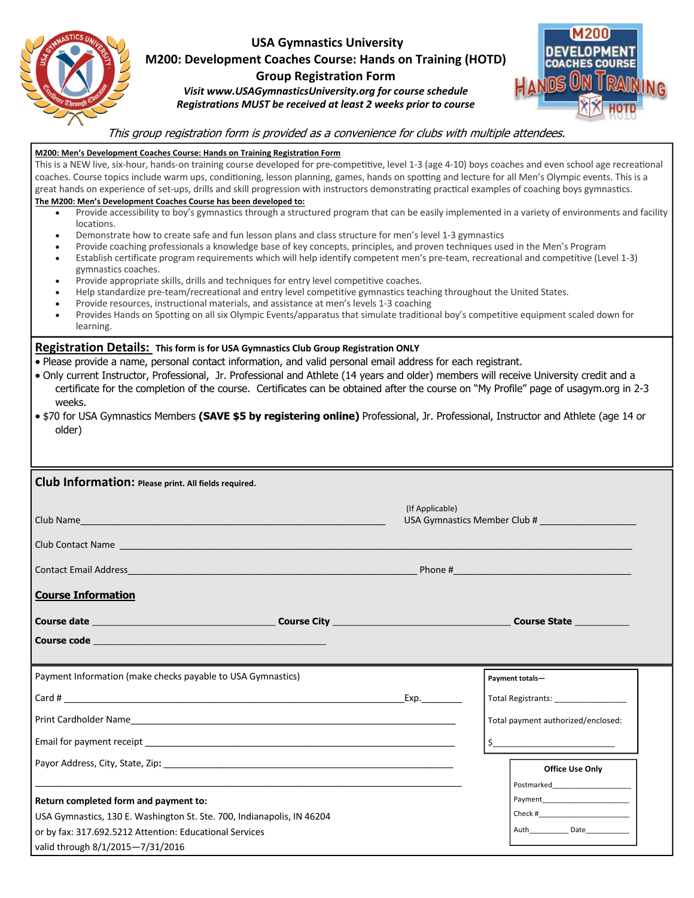# USA Gymnastics University

## M200: Development Coaches Course: Hands on Training (HOTD)

## Group Registration Form

*Visit www.USAGymnasticsUniversity.org for course schedule*

*Registrations MUST be received at least 2 weeks prior to course*

*This group registration form is provided as a convenience for clubs with multiple attendees.*

**M200: Men's Development Coaches Course: Hands on Training Registration Form**

This is a NEW live, six-hour, hands-on training course developed for pre-competitive, level 1-3 (age 4-10) boys coaches and even school age recreational coaches. Course topics include warm ups, conditioning, lesson planning, games, hands on spotting and lecture for all Men's Olympic events. This is a great hands on experience of set-ups, drills and skill progression with instructors demonstrating practical examples of coaching boys gymnastics.

**The M200: Men's Development Coaches Course has been developed to:**

- Provide accessibility to boy's gymnastics through a structured program that can be easily implemented in a variety of environments and facility locations.
- Demonstrate how to create safe and fun lesson plans and class structure for men's level 1-3 gymnastics
- Provide coaching professionals a knowledge base of key concepts, principles, and proven techniques used in the Men's Program
- Establish certificate program requirements which will help identify competent men's pre-team, recreational and competitive (Level 1-3) gymnastics coaches.
- Provide appropriate skills, drills and techniques for entry level competitive coaches.
- Help standardize pre-team/recreational and entry level competitive gymnastics teaching throughout the United States.
- Provide resources, instructional materials, and assistance at men's levels 1-3 coaching
- Provides Hands on Spotting on all six Olympic Events/apparatus that simulate traditional boy's competitive equipment scaled down for learning.

## Registration Details: **This form is for USA Gymnastics Club Group Registration ONLY**

- Please provide a name, personal contact information, and valid personal email address for each registrant.
- Only current Instructor, Professional, Jr. Professional and Athlete (14 years and older) members will receive University credit and a certificate for the completion of the course. Certificates can be obtained after the course on "My Profile" page of usagym.org in 2-3 weeks.
- $70 for USA Gymnastics Members **(SAVE $5 by registering online)** Professional, Jr. Professional, Instructor and Athlete (age 14 or older)

## Club Information: **Please print. All fields required.**

Club Name_______________________________ (If Applicable) USA Gymnastics Member Club # ______________

Club Contact Name ______________________________________________

Contact Email Address_______________________________ Phone #______________________

**Course Information**

**Course date** ____________________ **Course City** ____________________ **Course State** __________

**Course code** ______________________________

Payment Information (make checks payable to USA Gymnastics)

Card # _____________________________________________Exp.________

Print Cardholder Name_____________________________________________

Email for payment receipt _____________________________________________

Payor Address, City, State, Zip: _____________________________________________

_____________________________________________

**Payment totals—**

Total Registrants: _______________

Total payment authorized/enclosed:

$_________________________

**Office Use Only**

Postmarked____________________

Payment____________________

Check #____________________

Auth_________ Date__________

**Return completed form and payment to:**

USA Gymnastics, 130 E. Washington St. Ste. 700, Indianapolis, IN 46204

or by fax: 317.692.5212 Attention: Educational Services

valid through 8/1/2015—7/31/2016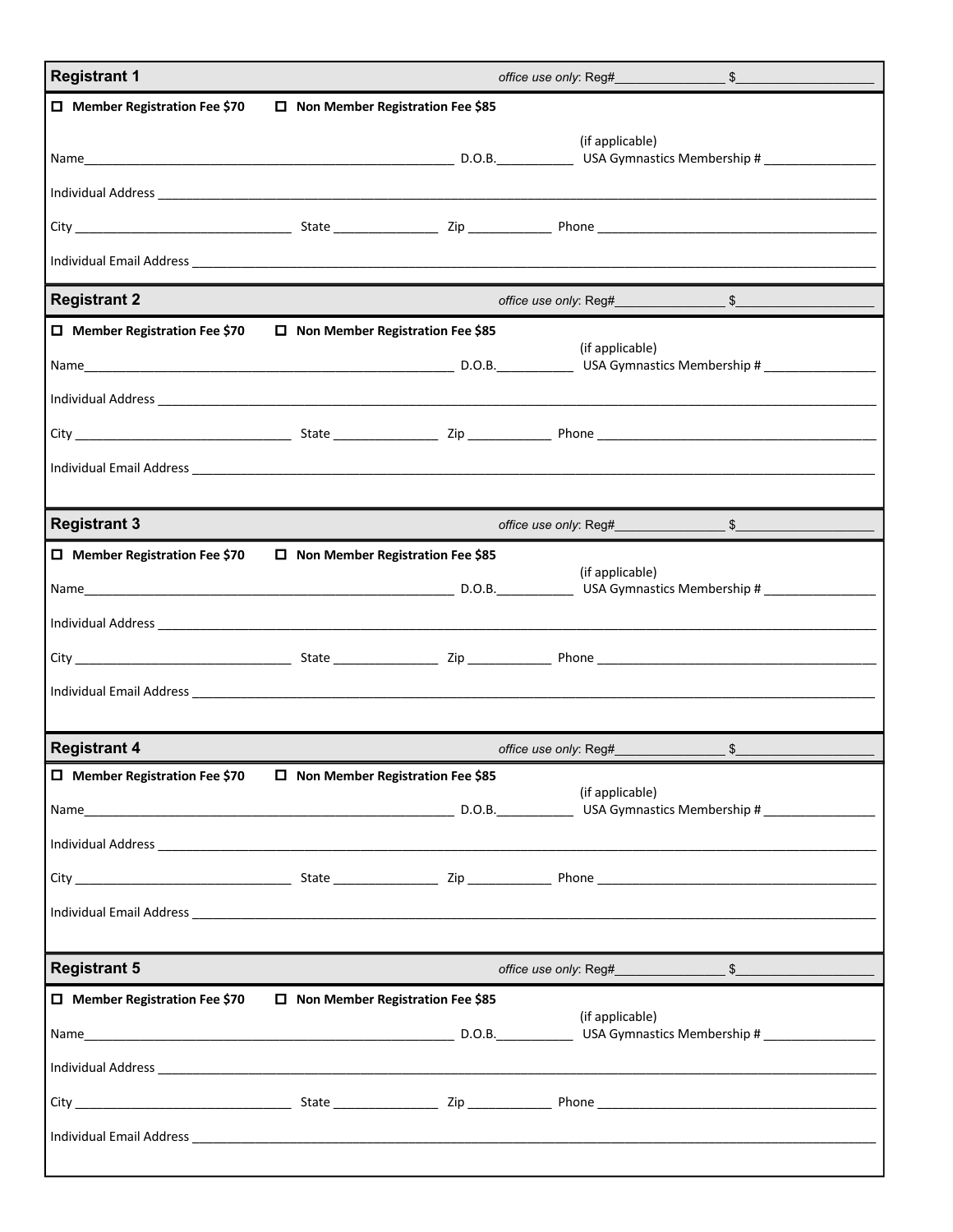## Registrant 1

*office use only*: Reg#________________ $____________________

☐ **Member Registration Fee $70** ☐ **Non Member Registration Fee $85**

Name_______________________________________________________ D.O.B.___________ (if applicable) USA Gymnastics Membership # ________________

Individual Address ___________________________________________________________________________________________________

City ________________________________ State _______________ Zip ____________ Phone ________________________________________

Individual Email Address ______________________________________________________________________________________________

## Registrant 2

*office use only*: Reg#________________ $____________________

☐ **Member Registration Fee $70** ☐ **Non Member Registration Fee $85**

Name_______________________________________________________ D.O.B.___________ (if applicable) USA Gymnastics Membership # ________________

Individual Address ___________________________________________________________________________________________________

City ________________________________ State _______________ Zip ____________ Phone ________________________________________

Individual Email Address ______________________________________________________________________________________________

## Registrant 3

*office use only*: Reg#________________ $____________________

☐ **Member Registration Fee $70** ☐ **Non Member Registration Fee $85**

Name_______________________________________________________ D.O.B.___________ (if applicable) USA Gymnastics Membership # ________________

Individual Address ___________________________________________________________________________________________________

City ________________________________ State _______________ Zip ____________ Phone ________________________________________

Individual Email Address ______________________________________________________________________________________________

## Registrant 4

*office use only*: Reg#________________ $____________________

☐ **Member Registration Fee $70** ☐ **Non Member Registration Fee $85**

Name_______________________________________________________ D.O.B.___________ (if applicable) USA Gymnastics Membership # ________________

Individual Address ___________________________________________________________________________________________________

City ________________________________ State _______________ Zip ____________ Phone ________________________________________

Individual Email Address ______________________________________________________________________________________________

## Registrant 5

*office use only*: Reg#________________ $____________________

☐ **Member Registration Fee $70** ☐ **Non Member Registration Fee $85**

Name_______________________________________________________ D.O.B.___________ (if applicable) USA Gymnastics Membership # ________________

Individual Address ___________________________________________________________________________________________________

City ________________________________ State _______________ Zip ____________ Phone ________________________________________

Individual Email Address ______________________________________________________________________________________________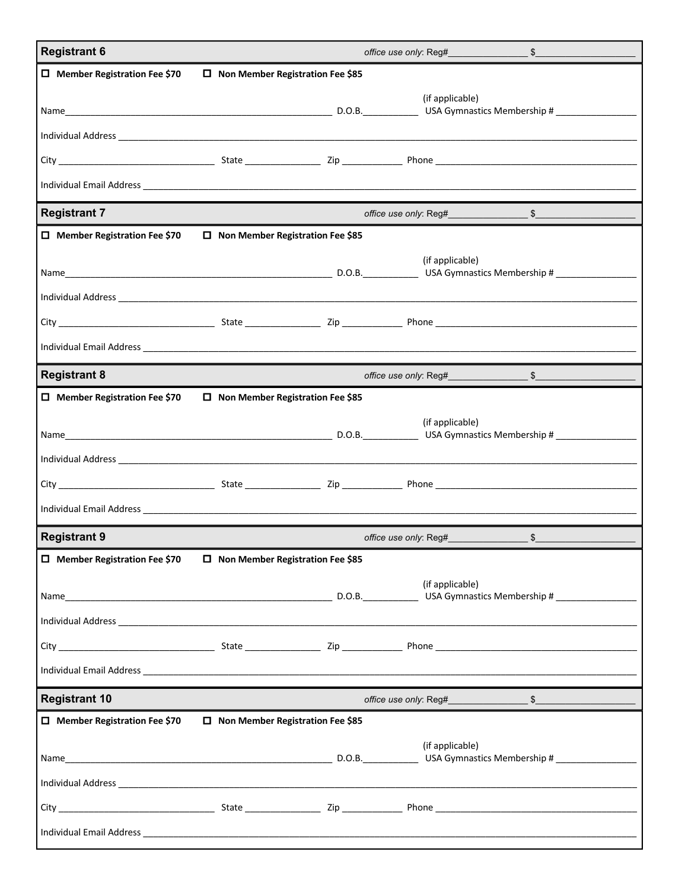## Registrant 6

*office use only*: Reg#________________ $____________________

☐ **Member Registration Fee $70** ☐ **Non Member Registration Fee $85**

Name________________________________________________________ D.O.B.___________ (if applicable) USA Gymnastics Membership # ________________

Individual Address ________________________________________________________________________________________________

City ________________________________ State _______________ Zip ____________ Phone ______________________________________

Individual Email Address ____________________________________________________________________________________________

## Registrant 7

*office use only*: Reg#________________ $____________________

☐ **Member Registration Fee $70** ☐ **Non Member Registration Fee $85**

Name________________________________________________________ D.O.B.___________ (if applicable) USA Gymnastics Membership # ________________

Individual Address ________________________________________________________________________________________________

City ________________________________ State _______________ Zip ____________ Phone ______________________________________

Individual Email Address ____________________________________________________________________________________________

## Registrant 8

*office use only*: Reg#________________ $____________________

☐ **Member Registration Fee $70** ☐ **Non Member Registration Fee $85**

Name________________________________________________________ D.O.B.___________ (if applicable) USA Gymnastics Membership # ________________

Individual Address ________________________________________________________________________________________________

City ________________________________ State _______________ Zip ____________ Phone ______________________________________

Individual Email Address ____________________________________________________________________________________________

## Registrant 9

*office use only*: Reg#________________ $____________________

☐ **Member Registration Fee $70** ☐ **Non Member Registration Fee $85**

Name________________________________________________________ D.O.B.___________ (if applicable) USA Gymnastics Membership # ________________

Individual Address ________________________________________________________________________________________________

City ________________________________ State _______________ Zip ____________ Phone ______________________________________

Individual Email Address ____________________________________________________________________________________________

## Registrant 10

*office use only*: Reg#________________ $____________________

☐ **Member Registration Fee $70** ☐ **Non Member Registration Fee $85**

Name________________________________________________________ D.O.B.___________ (if applicable) USA Gymnastics Membership # ________________

Individual Address ________________________________________________________________________________________________

City ________________________________ State _______________ Zip ____________ Phone ______________________________________

Individual Email Address ____________________________________________________________________________________________